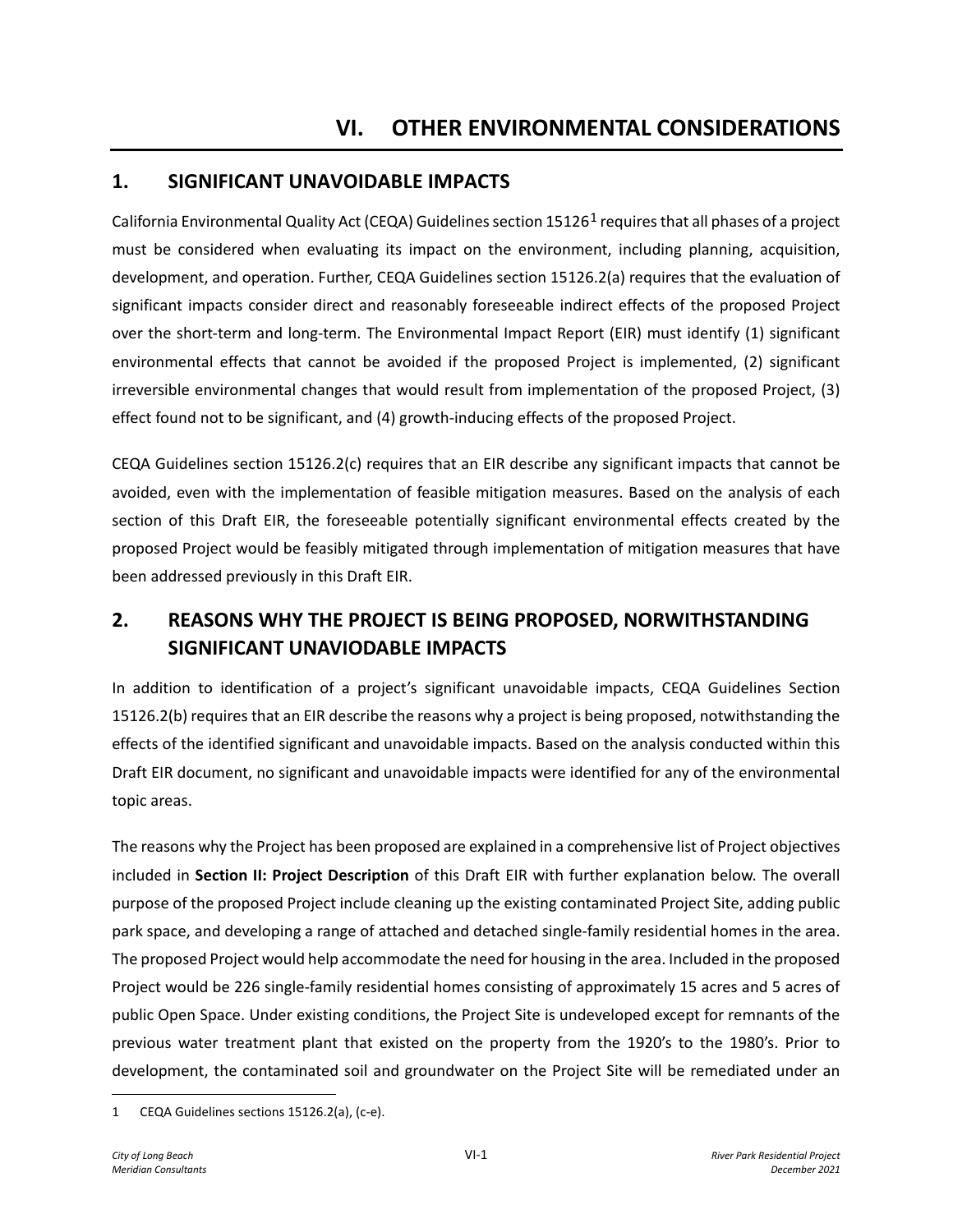# VI. OTHER ENVIRONMENTAL CONSIDERATIONS

## 1. SIGNIFICANT UNAVOIDABLE IMPACTS

California Environmental Quality Act (CEQA) Guidelines section 15126[1] requires that all phases of a project must be considered when evaluating its impact on the environment, including planning, acquisition, development, and operation. Further, CEQA Guidelines section 15126.2(a) requires that the evaluation of significant impacts consider direct and reasonably foreseeable indirect effects of the proposed Project over the short-term and long-term. The Environmental Impact Report (EIR) must identify (1) significant environmental effects that cannot be avoided if the proposed Project is implemented, (2) significant irreversible environmental changes that would result from implementation of the proposed Project, (3) effect found not to be significant, and (4) growth-inducing effects of the proposed Project.

CEQA Guidelines section 15126.2(c) requires that an EIR describe any significant impacts that cannot be avoided, even with the implementation of feasible mitigation measures. Based on the analysis of each section of this Draft EIR, the foreseeable potentially significant environmental effects created by the proposed Project would be feasibly mitigated through implementation of mitigation measures that have been addressed previously in this Draft EIR.

## 2. REASONS WHY THE PROJECT IS BEING PROPOSED, NORWITHSTANDING SIGNIFICANT UNAVIODABLE IMPACTS

In addition to identification of a project's significant unavoidable impacts, CEQA Guidelines Section 15126.2(b) requires that an EIR describe the reasons why a project is being proposed, notwithstanding the effects of the identified significant and unavoidable impacts. Based on the analysis conducted within this Draft EIR document, no significant and unavoidable impacts were identified for any of the environmental topic areas.

The reasons why the Project has been proposed are explained in a comprehensive list of Project objectives included in **Section II: Project Description** of this Draft EIR with further explanation below. The overall purpose of the proposed Project include cleaning up the existing contaminated Project Site, adding public park space, and developing a range of attached and detached single-family residential homes in the area. The proposed Project would help accommodate the need for housing in the area. Included in the proposed Project would be 226 single-family residential homes consisting of approximately 15 acres and 5 acres of public Open Space. Under existing conditions, the Project Site is undeveloped except for remnants of the previous water treatment plant that existed on the property from the 1920's to the 1980's. Prior to development, the contaminated soil and groundwater on the Project Site will be remediated under an

1 CEQA Guidelines sections 15126.2(a), (c-e).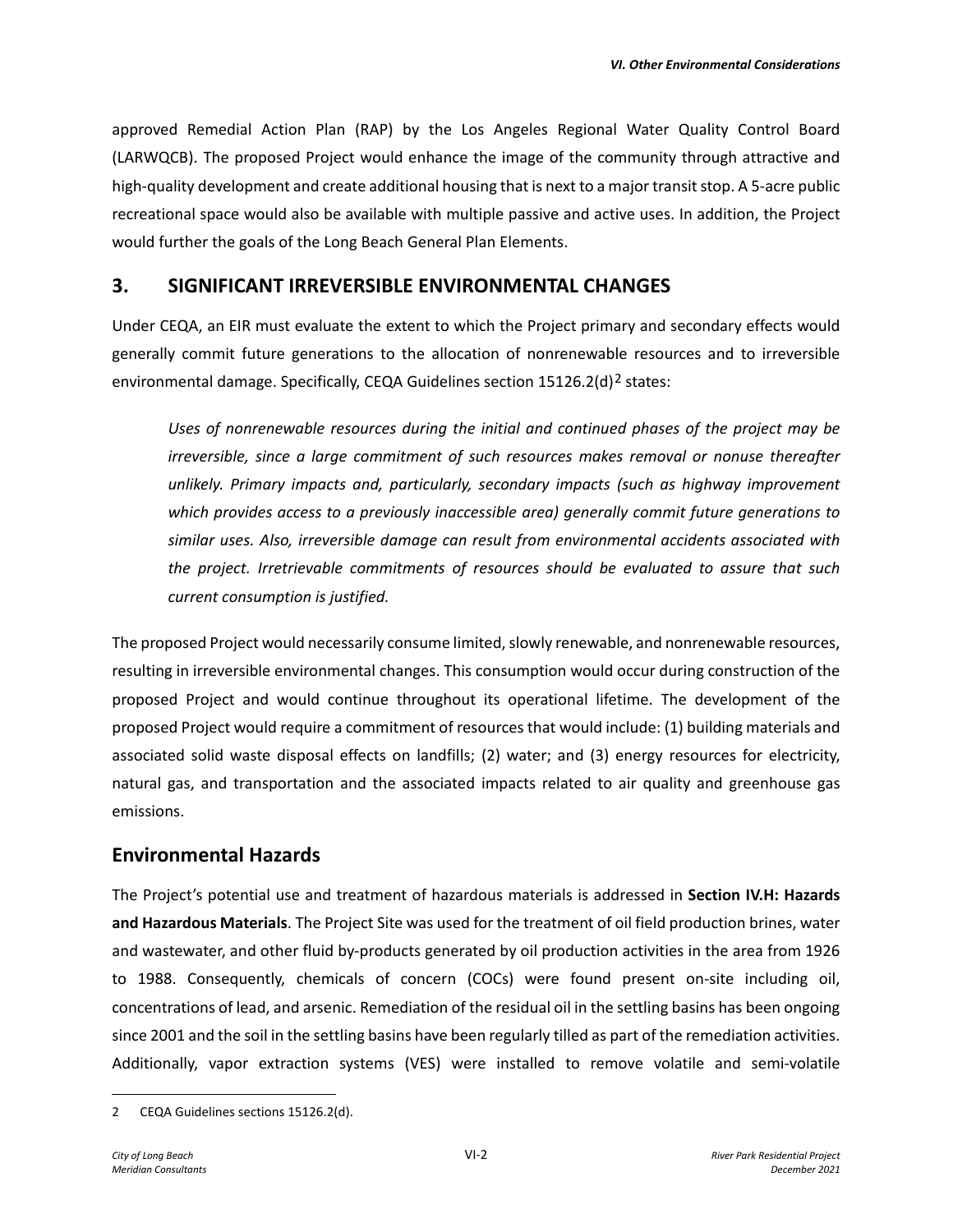approved Remedial Action Plan (RAP) by the Los Angeles Regional Water Quality Control Board (LARWQCB). The proposed Project would enhance the image of the community through attractive and high-quality development and create additional housing that is next to a major transit stop. A 5-acre public recreational space would also be available with multiple passive and active uses. In addition, the Project would further the goals of the Long Beach General Plan Elements.

## 3. SIGNIFICANT IRREVERSIBLE ENVIRONMENTAL CHANGES

Under CEQA, an EIR must evaluate the extent to which the Project primary and secondary effects would generally commit future generations to the allocation of nonrenewable resources and to irreversible environmental damage. Specifically, CEQA Guidelines section 15126.2(d)[2] states:

> *Uses of nonrenewable resources during the initial and continued phases of the project may be irreversible, since a large commitment of such resources makes removal or nonuse thereafter unlikely. Primary impacts and, particularly, secondary impacts (such as highway improvement which provides access to a previously inaccessible area) generally commit future generations to similar uses. Also, irreversible damage can result from environmental accidents associated with the project. Irretrievable commitments of resources should be evaluated to assure that such current consumption is justified.*

The proposed Project would necessarily consume limited, slowly renewable, and nonrenewable resources, resulting in irreversible environmental changes. This consumption would occur during construction of the proposed Project and would continue throughout its operational lifetime. The development of the proposed Project would require a commitment of resources that would include: (1) building materials and associated solid waste disposal effects on landfills; (2) water; and (3) energy resources for electricity, natural gas, and transportation and the associated impacts related to air quality and greenhouse gas emissions.

### Environmental Hazards

The Project's potential use and treatment of hazardous materials is addressed in **Section IV.H: Hazards and Hazardous Materials**. The Project Site was used for the treatment of oil field production brines, water and wastewater, and other fluid by-products generated by oil production activities in the area from 1926 to 1988. Consequently, chemicals of concern (COCs) were found present on-site including oil, concentrations of lead, and arsenic. Remediation of the residual oil in the settling basins has been ongoing since 2001 and the soil in the settling basins have been regularly tilled as part of the remediation activities. Additionally, vapor extraction systems (VES) were installed to remove volatile and semi-volatile

---

2 CEQA Guidelines sections 15126.2(d).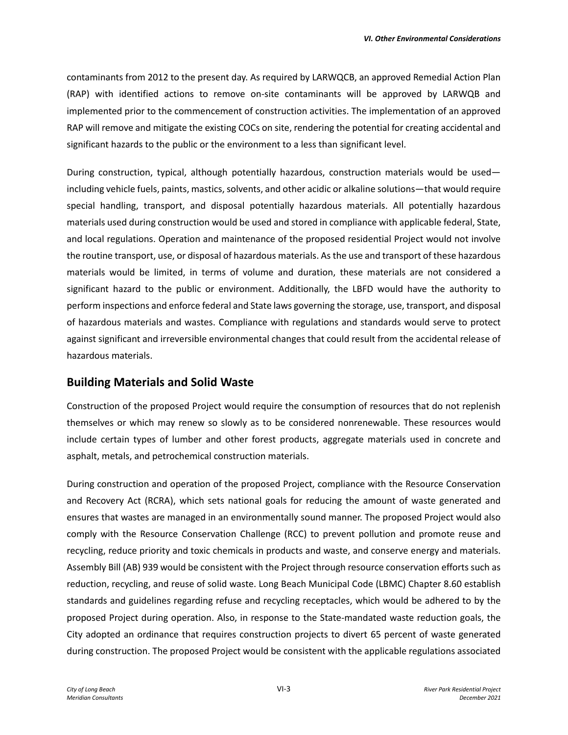contaminants from 2012 to the present day. As required by LARWQCB, an approved Remedial Action Plan (RAP) with identified actions to remove on-site contaminants will be approved by LARWQB and implemented prior to the commencement of construction activities. The implementation of an approved RAP will remove and mitigate the existing COCs on site, rendering the potential for creating accidental and significant hazards to the public or the environment to a less than significant level.

During construction, typical, although potentially hazardous, construction materials would be used—including vehicle fuels, paints, mastics, solvents, and other acidic or alkaline solutions—that would require special handling, transport, and disposal potentially hazardous materials. All potentially hazardous materials used during construction would be used and stored in compliance with applicable federal, State, and local regulations. Operation and maintenance of the proposed residential Project would not involve the routine transport, use, or disposal of hazardous materials. As the use and transport of these hazardous materials would be limited, in terms of volume and duration, these materials are not considered a significant hazard to the public or environment. Additionally, the LBFD would have the authority to perform inspections and enforce federal and State laws governing the storage, use, transport, and disposal of hazardous materials and wastes. Compliance with regulations and standards would serve to protect against significant and irreversible environmental changes that could result from the accidental release of hazardous materials.

## Building Materials and Solid Waste

Construction of the proposed Project would require the consumption of resources that do not replenish themselves or which may renew so slowly as to be considered nonrenewable. These resources would include certain types of lumber and other forest products, aggregate materials used in concrete and asphalt, metals, and petrochemical construction materials.

During construction and operation of the proposed Project, compliance with the Resource Conservation and Recovery Act (RCRA), which sets national goals for reducing the amount of waste generated and ensures that wastes are managed in an environmentally sound manner. The proposed Project would also comply with the Resource Conservation Challenge (RCC) to prevent pollution and promote reuse and recycling, reduce priority and toxic chemicals in products and waste, and conserve energy and materials. Assembly Bill (AB) 939 would be consistent with the Project through resource conservation efforts such as reduction, recycling, and reuse of solid waste. Long Beach Municipal Code (LBMC) Chapter 8.60 establish standards and guidelines regarding refuse and recycling receptacles, which would be adhered to by the proposed Project during operation. Also, in response to the State-mandated waste reduction goals, the City adopted an ordinance that requires construction projects to divert 65 percent of waste generated during construction. The proposed Project would be consistent with the applicable regulations associated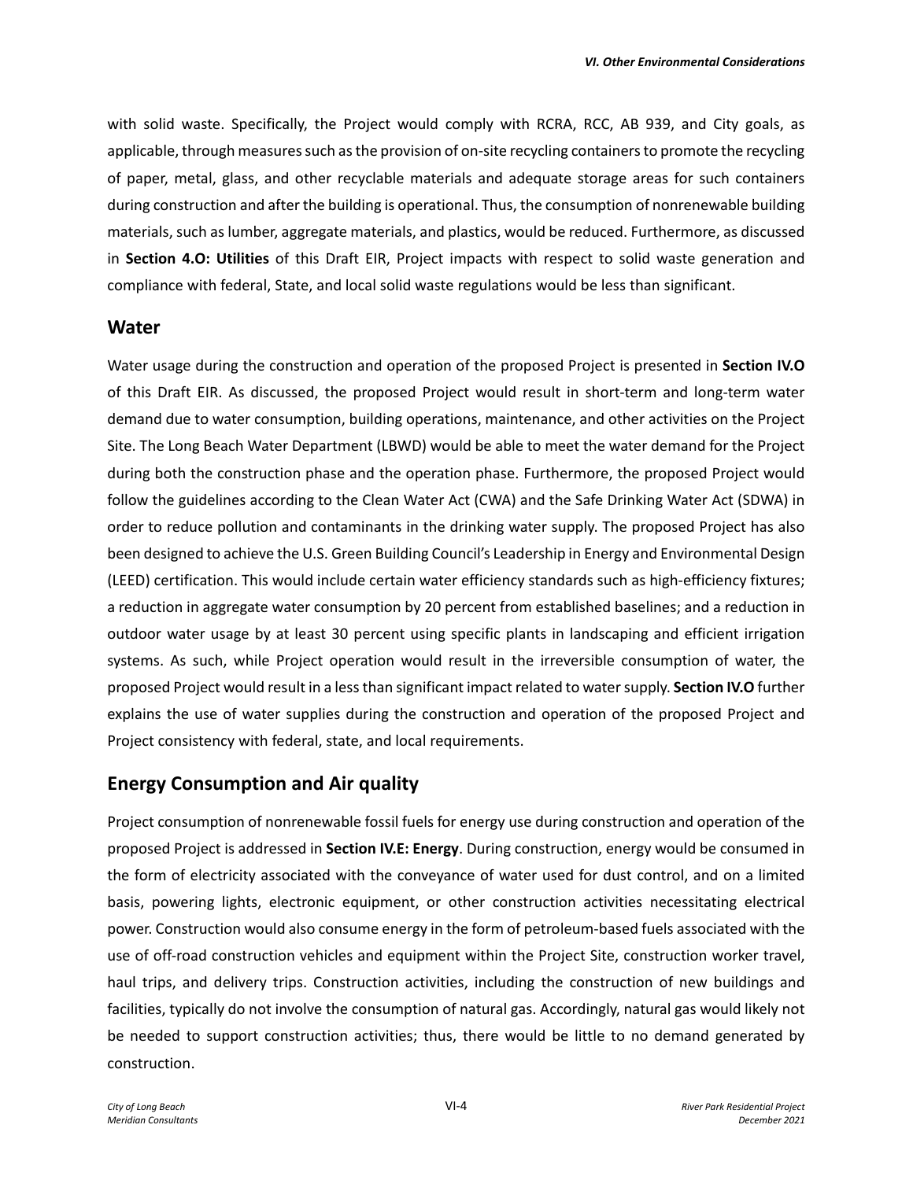with solid waste. Specifically, the Project would comply with RCRA, RCC, AB 939, and City goals, as applicable, through measures such as the provision of on-site recycling containers to promote the recycling of paper, metal, glass, and other recyclable materials and adequate storage areas for such containers during construction and after the building is operational. Thus, the consumption of nonrenewable building materials, such as lumber, aggregate materials, and plastics, would be reduced. Furthermore, as discussed in **Section 4.O: Utilities** of this Draft EIR, Project impacts with respect to solid waste generation and compliance with federal, State, and local solid waste regulations would be less than significant.

## Water

Water usage during the construction and operation of the proposed Project is presented in **Section IV.O** of this Draft EIR. As discussed, the proposed Project would result in short-term and long-term water demand due to water consumption, building operations, maintenance, and other activities on the Project Site. The Long Beach Water Department (LBWD) would be able to meet the water demand for the Project during both the construction phase and the operation phase. Furthermore, the proposed Project would follow the guidelines according to the Clean Water Act (CWA) and the Safe Drinking Water Act (SDWA) in order to reduce pollution and contaminants in the drinking water supply. The proposed Project has also been designed to achieve the U.S. Green Building Council's Leadership in Energy and Environmental Design (LEED) certification. This would include certain water efficiency standards such as high-efficiency fixtures; a reduction in aggregate water consumption by 20 percent from established baselines; and a reduction in outdoor water usage by at least 30 percent using specific plants in landscaping and efficient irrigation systems. As such, while Project operation would result in the irreversible consumption of water, the proposed Project would result in a less than significant impact related to water supply. **Section IV.O** further explains the use of water supplies during the construction and operation of the proposed Project and Project consistency with federal, state, and local requirements.

## Energy Consumption and Air quality

Project consumption of nonrenewable fossil fuels for energy use during construction and operation of the proposed Project is addressed in **Section IV.E: Energy**. During construction, energy would be consumed in the form of electricity associated with the conveyance of water used for dust control, and on a limited basis, powering lights, electronic equipment, or other construction activities necessitating electrical power. Construction would also consume energy in the form of petroleum-based fuels associated with the use of off-road construction vehicles and equipment within the Project Site, construction worker travel, haul trips, and delivery trips. Construction activities, including the construction of new buildings and facilities, typically do not involve the consumption of natural gas. Accordingly, natural gas would likely not be needed to support construction activities; thus, there would be little to no demand generated by construction.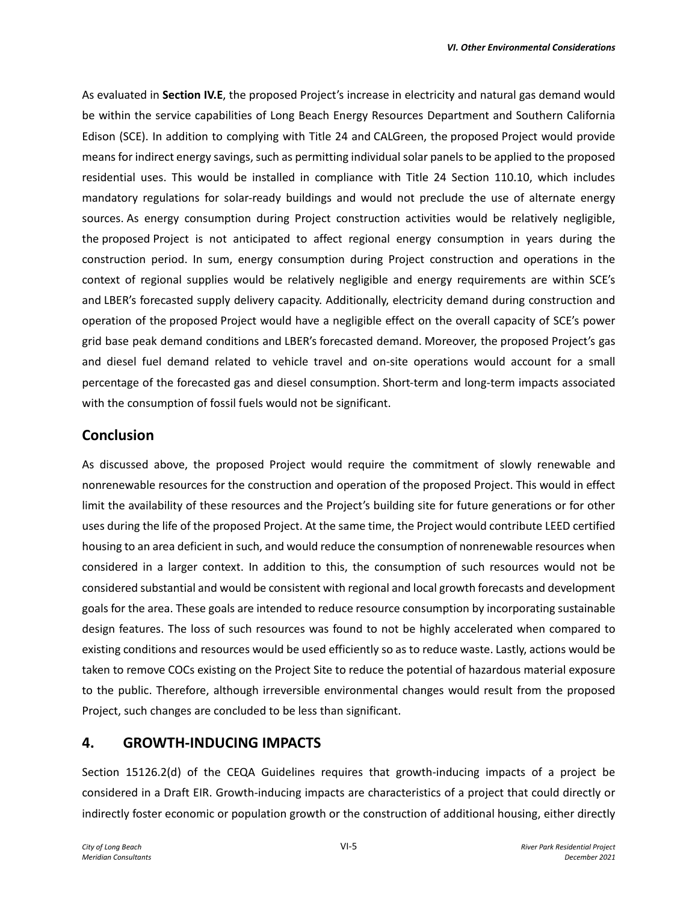As evaluated in **Section IV.E**, the proposed Project's increase in electricity and natural gas demand would be within the service capabilities of Long Beach Energy Resources Department and Southern California Edison (SCE). In addition to complying with Title 24 and CALGreen, the proposed Project would provide means for indirect energy savings, such as permitting individual solar panels to be applied to the proposed residential uses. This would be installed in compliance with Title 24 Section 110.10, which includes mandatory regulations for solar-ready buildings and would not preclude the use of alternate energy sources. As energy consumption during Project construction activities would be relatively negligible, the proposed Project is not anticipated to affect regional energy consumption in years during the construction period. In sum, energy consumption during Project construction and operations in the context of regional supplies would be relatively negligible and energy requirements are within SCE's and LBER's forecasted supply delivery capacity. Additionally, electricity demand during construction and operation of the proposed Project would have a negligible effect on the overall capacity of SCE's power grid base peak demand conditions and LBER's forecasted demand. Moreover, the proposed Project's gas and diesel fuel demand related to vehicle travel and on-site operations would account for a small percentage of the forecasted gas and diesel consumption. Short-term and long-term impacts associated with the consumption of fossil fuels would not be significant.

## Conclusion

As discussed above, the proposed Project would require the commitment of slowly renewable and nonrenewable resources for the construction and operation of the proposed Project. This would in effect limit the availability of these resources and the Project's building site for future generations or for other uses during the life of the proposed Project. At the same time, the Project would contribute LEED certified housing to an area deficient in such, and would reduce the consumption of nonrenewable resources when considered in a larger context. In addition to this, the consumption of such resources would not be considered substantial and would be consistent with regional and local growth forecasts and development goals for the area. These goals are intended to reduce resource consumption by incorporating sustainable design features. The loss of such resources was found to not be highly accelerated when compared to existing conditions and resources would be used efficiently so as to reduce waste. Lastly, actions would be taken to remove COCs existing on the Project Site to reduce the potential of hazardous material exposure to the public. Therefore, although irreversible environmental changes would result from the proposed Project, such changes are concluded to be less than significant.

## 4. GROWTH-INDUCING IMPACTS

Section 15126.2(d) of the CEQA Guidelines requires that growth-inducing impacts of a project be considered in a Draft EIR. Growth-inducing impacts are characteristics of a project that could directly or indirectly foster economic or population growth or the construction of additional housing, either directly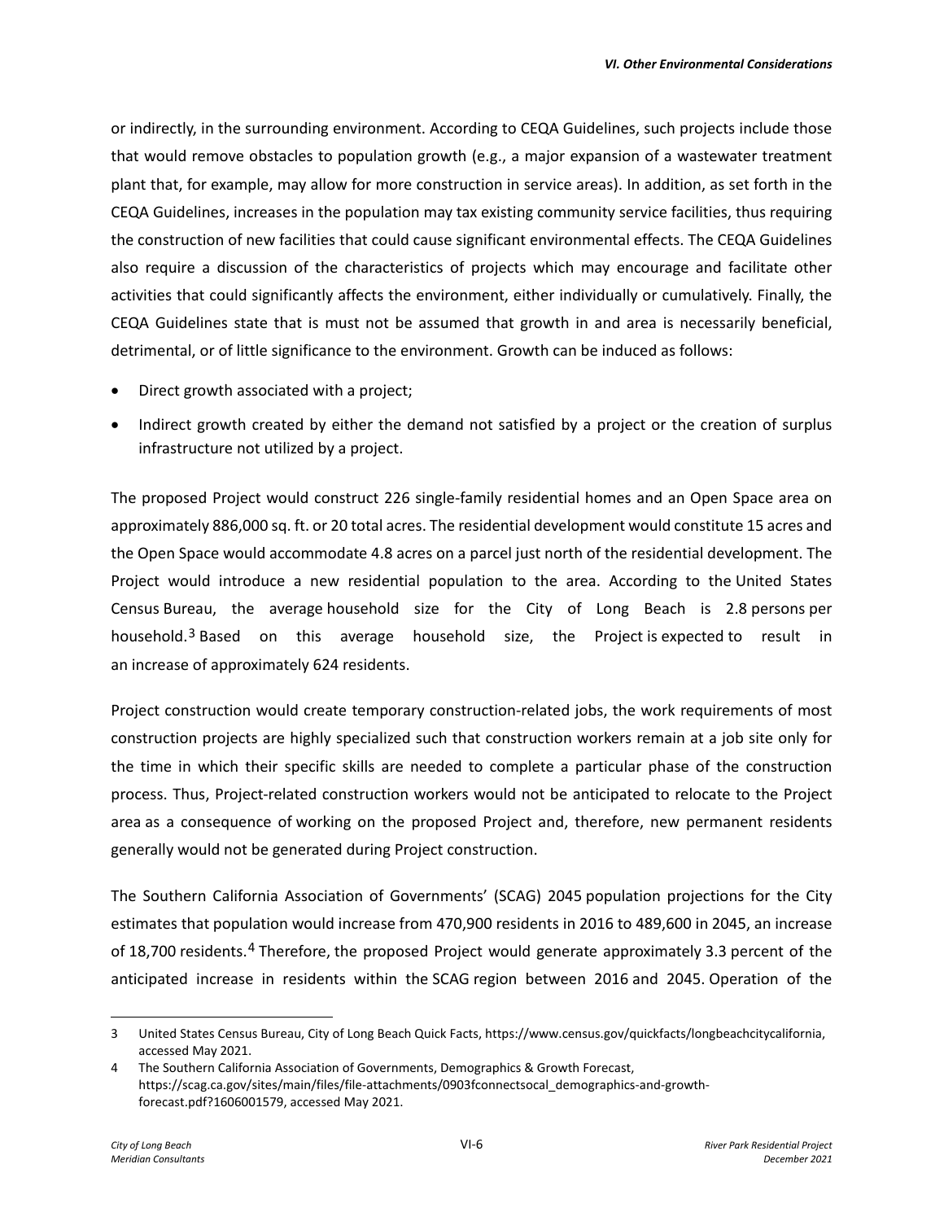or indirectly, in the surrounding environment. According to CEQA Guidelines, such projects include those that would remove obstacles to population growth (e.g., a major expansion of a wastewater treatment plant that, for example, may allow for more construction in service areas). In addition, as set forth in the CEQA Guidelines, increases in the population may tax existing community service facilities, thus requiring the construction of new facilities that could cause significant environmental effects. The CEQA Guidelines also require a discussion of the characteristics of projects which may encourage and facilitate other activities that could significantly affects the environment, either individually or cumulatively. Finally, the CEQA Guidelines state that is must not be assumed that growth in and area is necessarily beneficial, detrimental, or of little significance to the environment. Growth can be induced as follows:

- Direct growth associated with a project;
- Indirect growth created by either the demand not satisfied by a project or the creation of surplus infrastructure not utilized by a project.

The proposed Project would construct 226 single-family residential homes and an Open Space area on approximately 886,000 sq. ft. or 20 total acres. The residential development would constitute 15 acres and the Open Space would accommodate 4.8 acres on a parcel just north of the residential development. The Project would introduce a new residential population to the area. According to the United States Census Bureau, the average household size for the City of Long Beach is 2.8 persons per household.[3] Based on this average household size, the Project is expected to result in an increase of approximately 624 residents.

Project construction would create temporary construction-related jobs, the work requirements of most construction projects are highly specialized such that construction workers remain at a job site only for the time in which their specific skills are needed to complete a particular phase of the construction process. Thus, Project-related construction workers would not be anticipated to relocate to the Project area as a consequence of working on the proposed Project and, therefore, new permanent residents generally would not be generated during Project construction.

The Southern California Association of Governments' (SCAG) 2045 population projections for the City estimates that population would increase from 470,900 residents in 2016 to 489,600 in 2045, an increase of 18,700 residents.[4] Therefore, the proposed Project would generate approximately 3.3 percent of the anticipated increase in residents within the SCAG region between 2016 and 2045. Operation of the

---

3 United States Census Bureau, City of Long Beach Quick Facts, https://www.census.gov/quickfacts/longbeachcitycalifornia, accessed May 2021.

4 The Southern California Association of Governments, Demographics & Growth Forecast, https://scag.ca.gov/sites/main/files/file-attachments/0903fconnectsocal_demographics-and-growth-forecast.pdf?1606001579, accessed May 2021.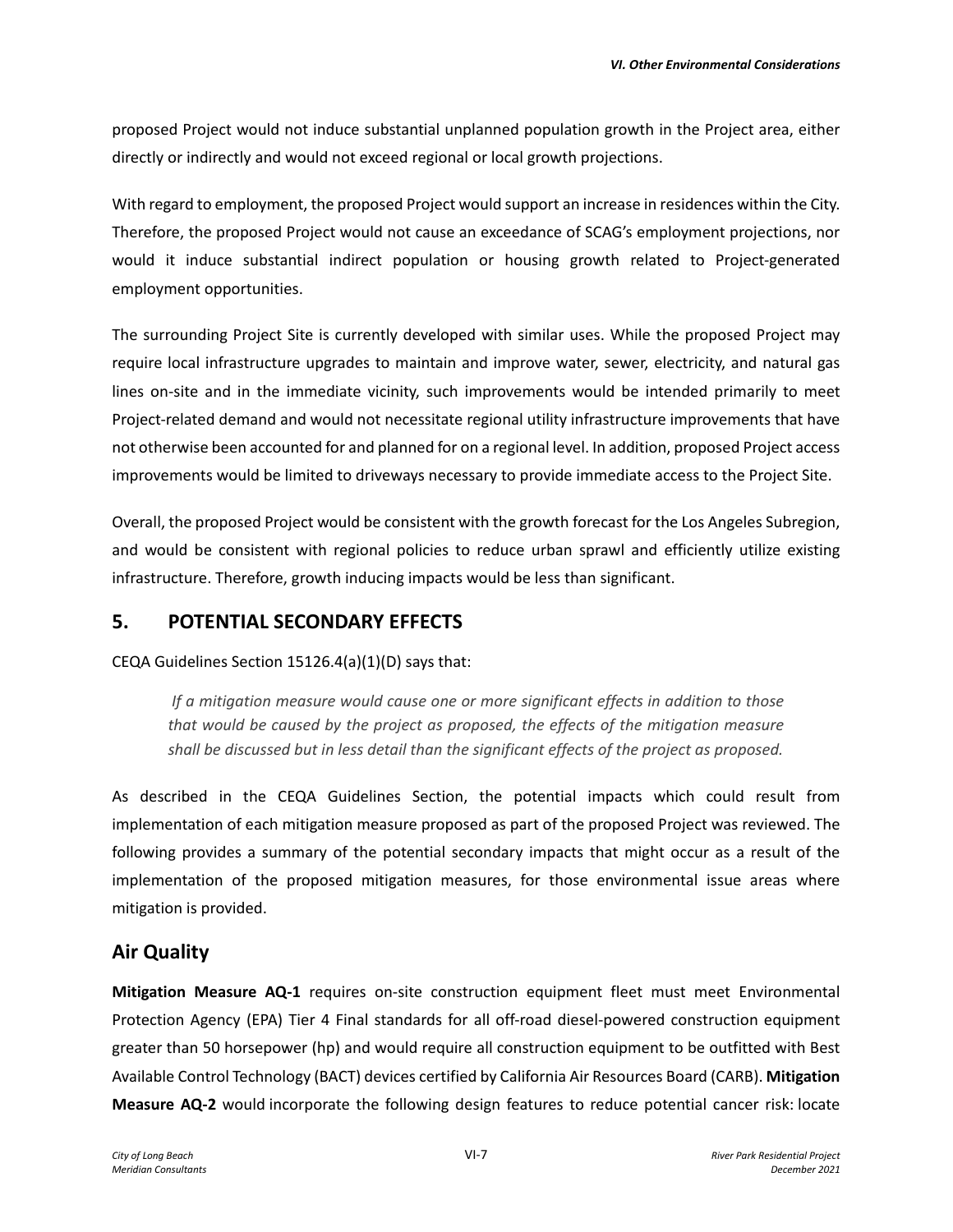proposed Project would not induce substantial unplanned population growth in the Project area, either directly or indirectly and would not exceed regional or local growth projections.

With regard to employment, the proposed Project would support an increase in residences within the City. Therefore, the proposed Project would not cause an exceedance of SCAG's employment projections, nor would it induce substantial indirect population or housing growth related to Project-generated employment opportunities.

The surrounding Project Site is currently developed with similar uses. While the proposed Project may require local infrastructure upgrades to maintain and improve water, sewer, electricity, and natural gas lines on-site and in the immediate vicinity, such improvements would be intended primarily to meet Project-related demand and would not necessitate regional utility infrastructure improvements that have not otherwise been accounted for and planned for on a regional level. In addition, proposed Project access improvements would be limited to driveways necessary to provide immediate access to the Project Site.

Overall, the proposed Project would be consistent with the growth forecast for the Los Angeles Subregion, and would be consistent with regional policies to reduce urban sprawl and efficiently utilize existing infrastructure. Therefore, growth inducing impacts would be less than significant.

## 5. POTENTIAL SECONDARY EFFECTS

CEQA Guidelines Section 15126.4(a)(1)(D) says that:

> *If a mitigation measure would cause one or more significant effects in addition to those that would be caused by the project as proposed, the effects of the mitigation measure shall be discussed but in less detail than the significant effects of the project as proposed.*

As described in the CEQA Guidelines Section, the potential impacts which could result from implementation of each mitigation measure proposed as part of the proposed Project was reviewed. The following provides a summary of the potential secondary impacts that might occur as a result of the implementation of the proposed mitigation measures, for those environmental issue areas where mitigation is provided.

## Air Quality

**Mitigation Measure AQ-1** requires on-site construction equipment fleet must meet Environmental Protection Agency (EPA) Tier 4 Final standards for all off-road diesel-powered construction equipment greater than 50 horsepower (hp) and would require all construction equipment to be outfitted with Best Available Control Technology (BACT) devices certified by California Air Resources Board (CARB). **Mitigation Measure AQ-2** would incorporate the following design features to reduce potential cancer risk: locate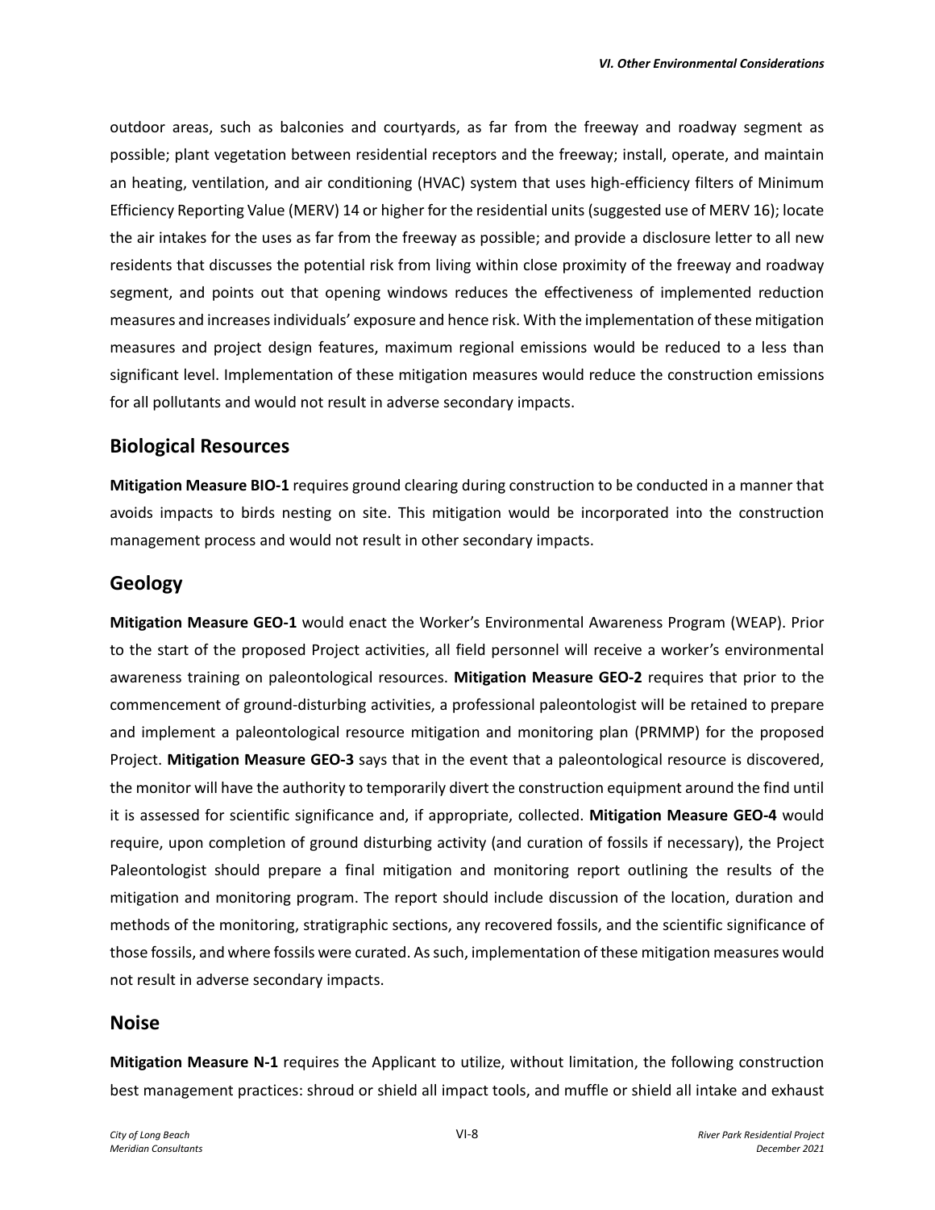outdoor areas, such as balconies and courtyards, as far from the freeway and roadway segment as possible; plant vegetation between residential receptors and the freeway; install, operate, and maintain an heating, ventilation, and air conditioning (HVAC) system that uses high-efficiency filters of Minimum Efficiency Reporting Value (MERV) 14 or higher for the residential units (suggested use of MERV 16); locate the air intakes for the uses as far from the freeway as possible; and provide a disclosure letter to all new residents that discusses the potential risk from living within close proximity of the freeway and roadway segment, and points out that opening windows reduces the effectiveness of implemented reduction measures and increases individuals' exposure and hence risk. With the implementation of these mitigation measures and project design features, maximum regional emissions would be reduced to a less than significant level. Implementation of these mitigation measures would reduce the construction emissions for all pollutants and would not result in adverse secondary impacts.

## Biological Resources

**Mitigation Measure BIO-1** requires ground clearing during construction to be conducted in a manner that avoids impacts to birds nesting on site. This mitigation would be incorporated into the construction management process and would not result in other secondary impacts.

## Geology

**Mitigation Measure GEO-1** would enact the Worker's Environmental Awareness Program (WEAP). Prior to the start of the proposed Project activities, all field personnel will receive a worker's environmental awareness training on paleontological resources. **Mitigation Measure GEO-2** requires that prior to the commencement of ground-disturbing activities, a professional paleontologist will be retained to prepare and implement a paleontological resource mitigation and monitoring plan (PRMMP) for the proposed Project. **Mitigation Measure GEO-3** says that in the event that a paleontological resource is discovered, the monitor will have the authority to temporarily divert the construction equipment around the find until it is assessed for scientific significance and, if appropriate, collected. **Mitigation Measure GEO-4** would require, upon completion of ground disturbing activity (and curation of fossils if necessary), the Project Paleontologist should prepare a final mitigation and monitoring report outlining the results of the mitigation and monitoring program. The report should include discussion of the location, duration and methods of the monitoring, stratigraphic sections, any recovered fossils, and the scientific significance of those fossils, and where fossils were curated. As such, implementation of these mitigation measures would not result in adverse secondary impacts.

## Noise

**Mitigation Measure N-1** requires the Applicant to utilize, without limitation, the following construction best management practices: shroud or shield all impact tools, and muffle or shield all intake and exhaust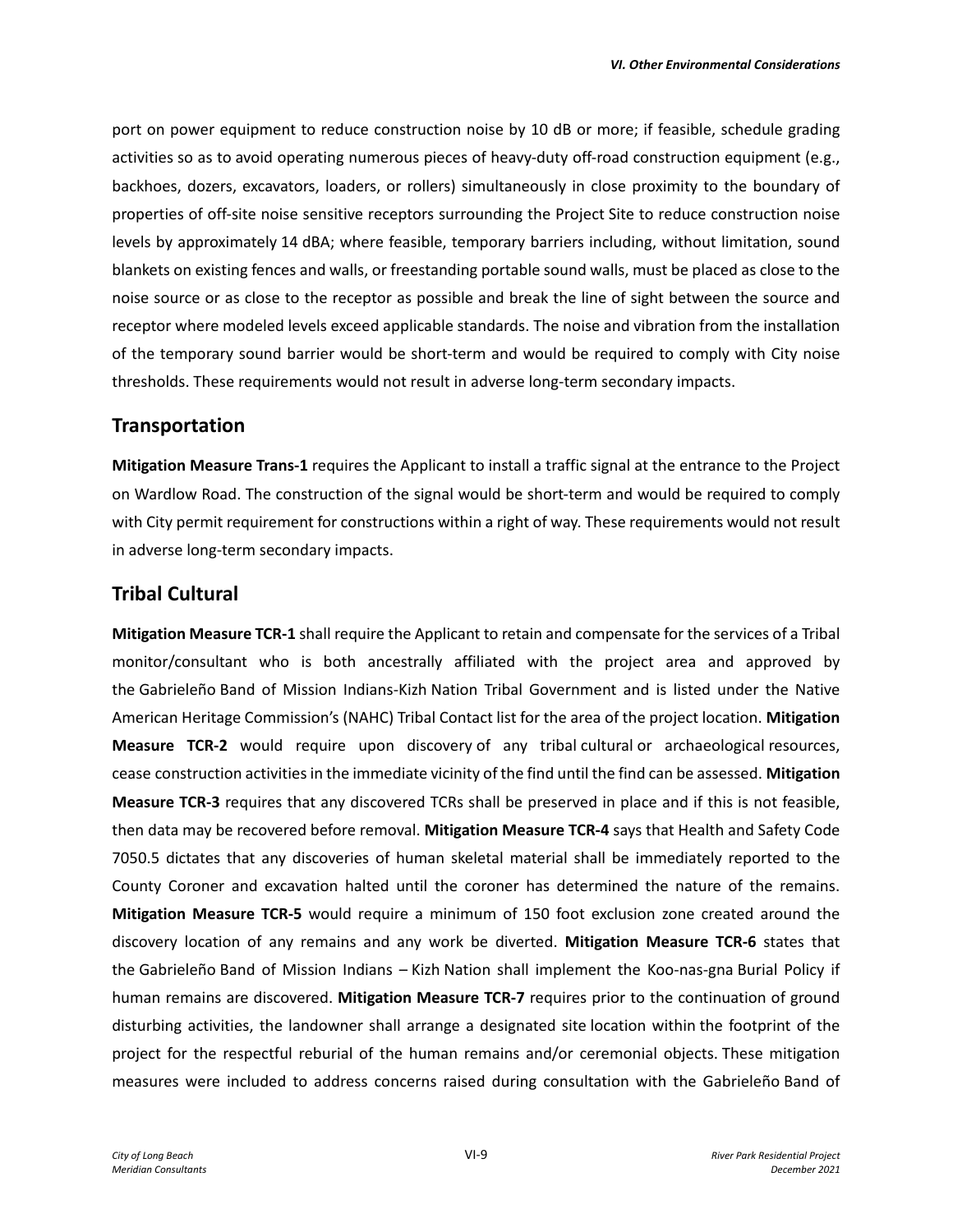port on power equipment to reduce construction noise by 10 dB or more; if feasible, schedule grading activities so as to avoid operating numerous pieces of heavy-duty off-road construction equipment (e.g., backhoes, dozers, excavators, loaders, or rollers) simultaneously in close proximity to the boundary of properties of off-site noise sensitive receptors surrounding the Project Site to reduce construction noise levels by approximately 14 dBA; where feasible, temporary barriers including, without limitation, sound blankets on existing fences and walls, or freestanding portable sound walls, must be placed as close to the noise source or as close to the receptor as possible and break the line of sight between the source and receptor where modeled levels exceed applicable standards. The noise and vibration from the installation of the temporary sound barrier would be short-term and would be required to comply with City noise thresholds. These requirements would not result in adverse long-term secondary impacts.

## Transportation

**Mitigation Measure Trans-1** requires the Applicant to install a traffic signal at the entrance to the Project on Wardlow Road. The construction of the signal would be short-term and would be required to comply with City permit requirement for constructions within a right of way. These requirements would not result in adverse long-term secondary impacts.

## Tribal Cultural

**Mitigation Measure TCR-1** shall require the Applicant to retain and compensate for the services of a Tribal monitor/consultant who is both ancestrally affiliated with the project area and approved by the Gabrieleño Band of Mission Indians-Kizh Nation Tribal Government and is listed under the Native American Heritage Commission's (NAHC) Tribal Contact list for the area of the project location. **Mitigation Measure TCR-2** would require upon discovery of any tribal cultural or archaeological resources, cease construction activities in the immediate vicinity of the find until the find can be assessed. **Mitigation Measure TCR-3** requires that any discovered TCRs shall be preserved in place and if this is not feasible, then data may be recovered before removal. **Mitigation Measure TCR-4** says that Health and Safety Code 7050.5 dictates that any discoveries of human skeletal material shall be immediately reported to the County Coroner and excavation halted until the coroner has determined the nature of the remains. **Mitigation Measure TCR-5** would require a minimum of 150 foot exclusion zone created around the discovery location of any remains and any work be diverted. **Mitigation Measure TCR-6** states that the Gabrieleño Band of Mission Indians – Kizh Nation shall implement the Koo-nas-gna Burial Policy if human remains are discovered. **Mitigation Measure TCR-7** requires prior to the continuation of ground disturbing activities, the landowner shall arrange a designated site location within the footprint of the project for the respectful reburial of the human remains and/or ceremonial objects. These mitigation measures were included to address concerns raised during consultation with the Gabrieleño Band of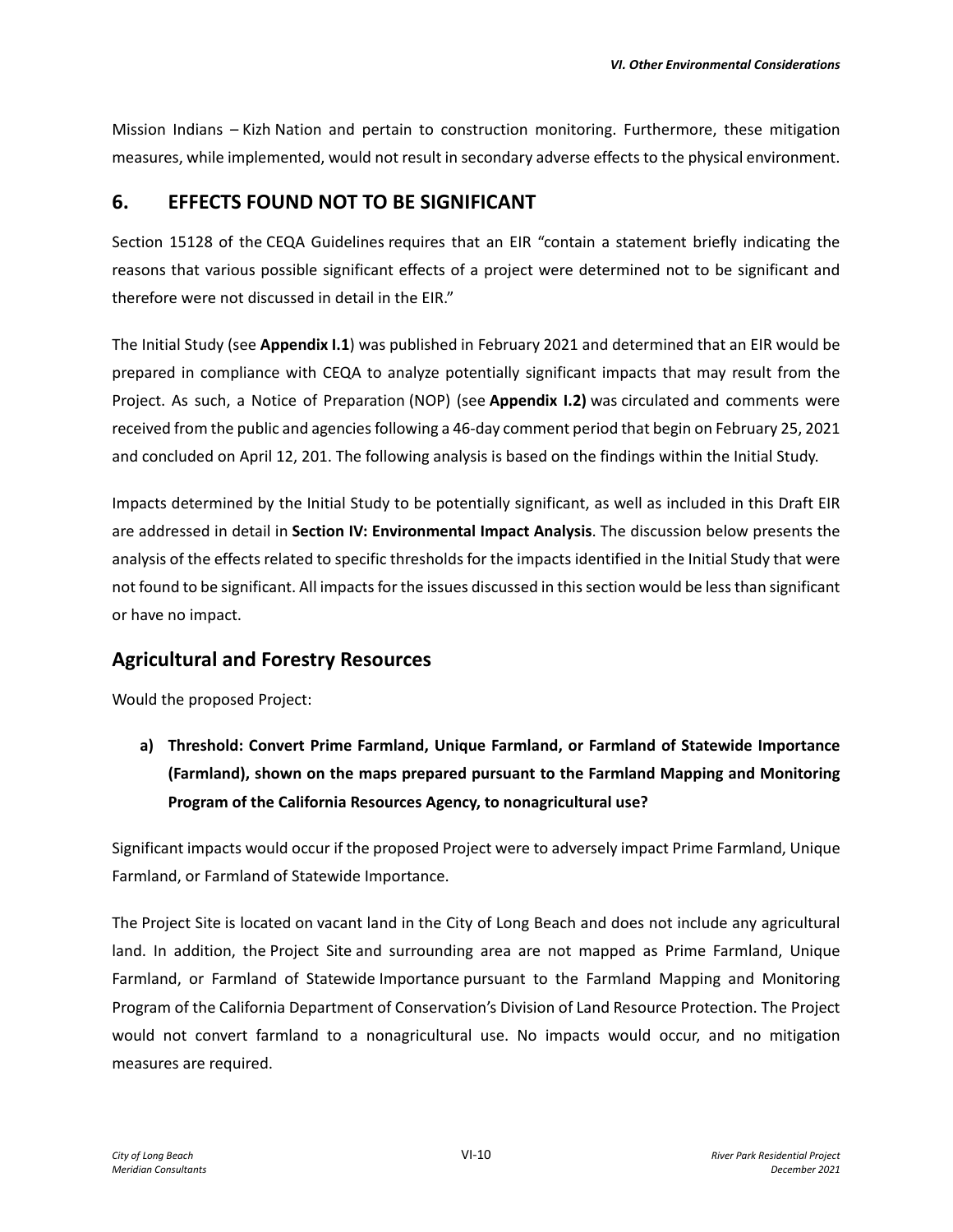Mission Indians – Kizh Nation and pertain to construction monitoring. Furthermore, these mitigation measures, while implemented, would not result in secondary adverse effects to the physical environment.

## 6. EFFECTS FOUND NOT TO BE SIGNIFICANT

Section 15128 of the CEQA Guidelines requires that an EIR "contain a statement briefly indicating the reasons that various possible significant effects of a project were determined not to be significant and therefore were not discussed in detail in the EIR."

The Initial Study (see **Appendix I.1**) was published in February 2021 and determined that an EIR would be prepared in compliance with CEQA to analyze potentially significant impacts that may result from the Project. As such, a Notice of Preparation (NOP) (see **Appendix I.2)** was circulated and comments were received from the public and agencies following a 46-day comment period that begin on February 25, 2021 and concluded on April 12, 201. The following analysis is based on the findings within the Initial Study.

Impacts determined by the Initial Study to be potentially significant, as well as included in this Draft EIR are addressed in detail in **Section IV: Environmental Impact Analysis**. The discussion below presents the analysis of the effects related to specific thresholds for the impacts identified in the Initial Study that were not found to be significant. All impacts for the issues discussed in this section would be less than significant or have no impact.

## Agricultural and Forestry Resources

Would the proposed Project:

**a) Threshold: Convert Prime Farmland, Unique Farmland, or Farmland of Statewide Importance (Farmland), shown on the maps prepared pursuant to the Farmland Mapping and Monitoring Program of the California Resources Agency, to nonagricultural use?**

Significant impacts would occur if the proposed Project were to adversely impact Prime Farmland, Unique Farmland, or Farmland of Statewide Importance.

The Project Site is located on vacant land in the City of Long Beach and does not include any agricultural land. In addition, the Project Site and surrounding area are not mapped as Prime Farmland, Unique Farmland, or Farmland of Statewide Importance pursuant to the Farmland Mapping and Monitoring Program of the California Department of Conservation's Division of Land Resource Protection. The Project would not convert farmland to a nonagricultural use. No impacts would occur, and no mitigation measures are required.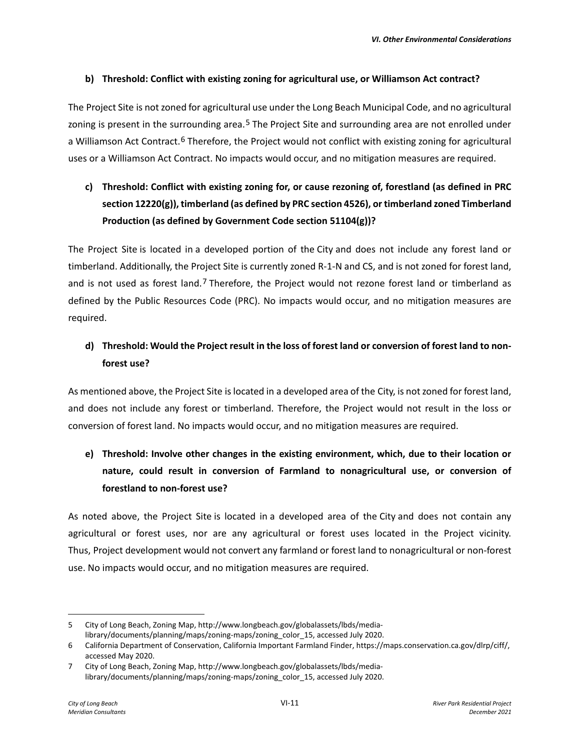**b) Threshold: Conflict with existing zoning for agricultural use, or Williamson Act contract?**

The Project Site is not zoned for agricultural use under the Long Beach Municipal Code, and no agricultural zoning is present in the surrounding area.[5] The Project Site and surrounding area are not enrolled under a Williamson Act Contract.[6] Therefore, the Project would not conflict with existing zoning for agricultural uses or a Williamson Act Contract. No impacts would occur, and no mitigation measures are required.

**c) Threshold: Conflict with existing zoning for, or cause rezoning of, forestland (as defined in PRC section 12220(g)), timberland (as defined by PRC section 4526), or timberland zoned Timberland Production (as defined by Government Code section 51104(g))?**

The Project Site is located in a developed portion of the City and does not include any forest land or timberland. Additionally, the Project Site is currently zoned R-1-N and CS, and is not zoned for forest land, and is not used as forest land.[7] Therefore, the Project would not rezone forest land or timberland as defined by the Public Resources Code (PRC). No impacts would occur, and no mitigation measures are required.

**d) Threshold: Would the Project result in the loss of forest land or conversion of forest land to non-forest use?**

As mentioned above, the Project Site is located in a developed area of the City, is not zoned for forest land, and does not include any forest or timberland. Therefore, the Project would not result in the loss or conversion of forest land. No impacts would occur, and no mitigation measures are required.

**e) Threshold: Involve other changes in the existing environment, which, due to their location or nature, could result in conversion of Farmland to nonagricultural use, or conversion of forestland to non-forest use?**

As noted above, the Project Site is located in a developed area of the City and does not contain any agricultural or forest uses, nor are any agricultural or forest uses located in the Project vicinity. Thus, Project development would not convert any farmland or forest land to nonagricultural or non-forest use. No impacts would occur, and no mitigation measures are required.

---

5 City of Long Beach, Zoning Map, http://www.longbeach.gov/globalassets/lbds/media-library/documents/planning/maps/zoning-maps/zoning_color_15, accessed July 2020.

6 California Department of Conservation, California Important Farmland Finder, https://maps.conservation.ca.gov/dlrp/ciff/, accessed May 2020.

7 City of Long Beach, Zoning Map, http://www.longbeach.gov/globalassets/lbds/media-library/documents/planning/maps/zoning-maps/zoning_color_15, accessed July 2020.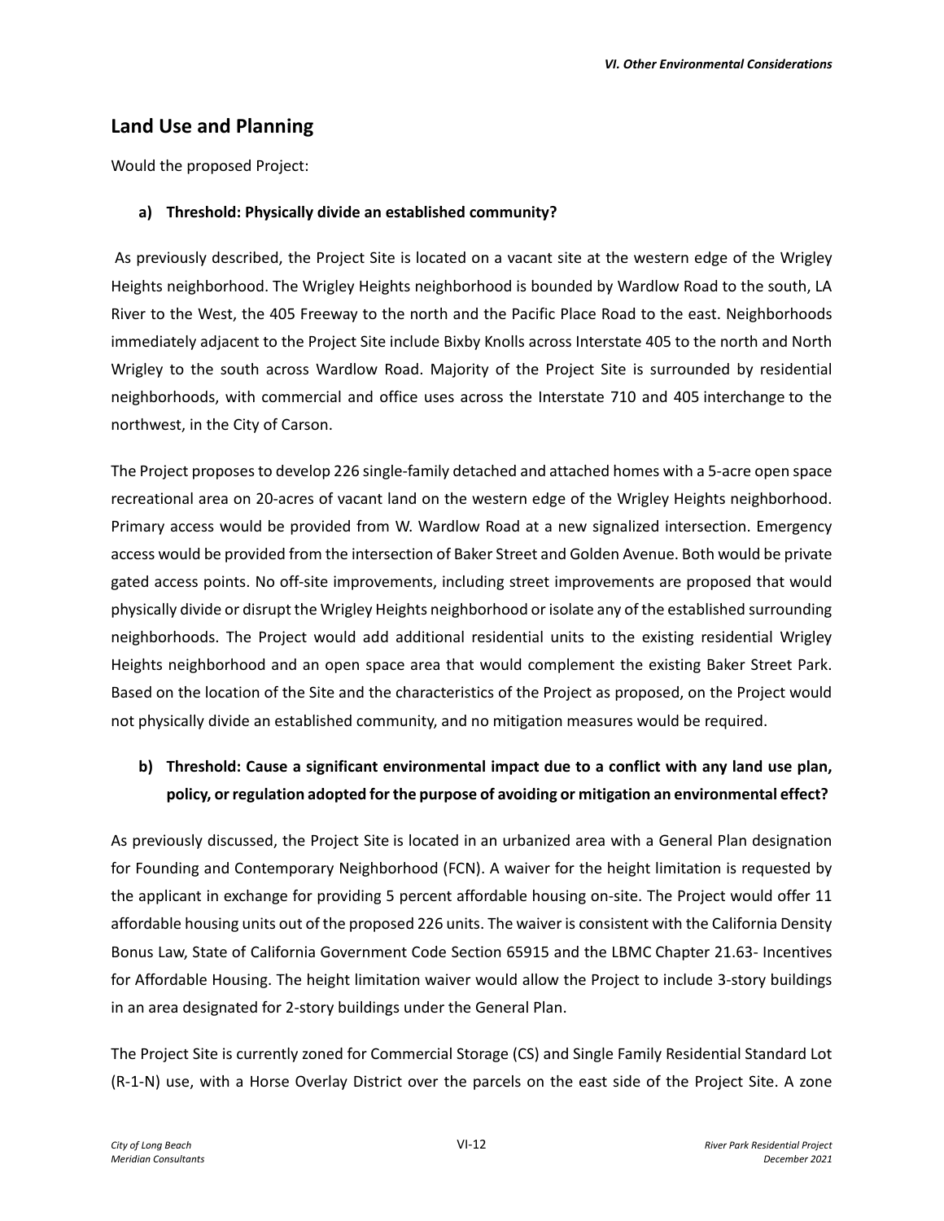## Land Use and Planning

Would the proposed Project:

### a) Threshold: Physically divide an established community?

As previously described, the Project Site is located on a vacant site at the western edge of the Wrigley Heights neighborhood. The Wrigley Heights neighborhood is bounded by Wardlow Road to the south, LA River to the West, the 405 Freeway to the north and the Pacific Place Road to the east. Neighborhoods immediately adjacent to the Project Site include Bixby Knolls across Interstate 405 to the north and North Wrigley to the south across Wardlow Road. Majority of the Project Site is surrounded by residential neighborhoods, with commercial and office uses across the Interstate 710 and 405 interchange to the northwest, in the City of Carson.

The Project proposes to develop 226 single-family detached and attached homes with a 5-acre open space recreational area on 20-acres of vacant land on the western edge of the Wrigley Heights neighborhood. Primary access would be provided from W. Wardlow Road at a new signalized intersection. Emergency access would be provided from the intersection of Baker Street and Golden Avenue. Both would be private gated access points. No off-site improvements, including street improvements are proposed that would physically divide or disrupt the Wrigley Heights neighborhood or isolate any of the established surrounding neighborhoods. The Project would add additional residential units to the existing residential Wrigley Heights neighborhood and an open space area that would complement the existing Baker Street Park. Based on the location of the Site and the characteristics of the Project as proposed, on the Project would not physically divide an established community, and no mitigation measures would be required.

### b) Threshold: Cause a significant environmental impact due to a conflict with any land use plan, policy, or regulation adopted for the purpose of avoiding or mitigation an environmental effect?

As previously discussed, the Project Site is located in an urbanized area with a General Plan designation for Founding and Contemporary Neighborhood (FCN). A waiver for the height limitation is requested by the applicant in exchange for providing 5 percent affordable housing on-site. The Project would offer 11 affordable housing units out of the proposed 226 units. The waiver is consistent with the California Density Bonus Law, State of California Government Code Section 65915 and the LBMC Chapter 21.63- Incentives for Affordable Housing. The height limitation waiver would allow the Project to include 3-story buildings in an area designated for 2-story buildings under the General Plan.

The Project Site is currently zoned for Commercial Storage (CS) and Single Family Residential Standard Lot (R-1-N) use, with a Horse Overlay District over the parcels on the east side of the Project Site. A zone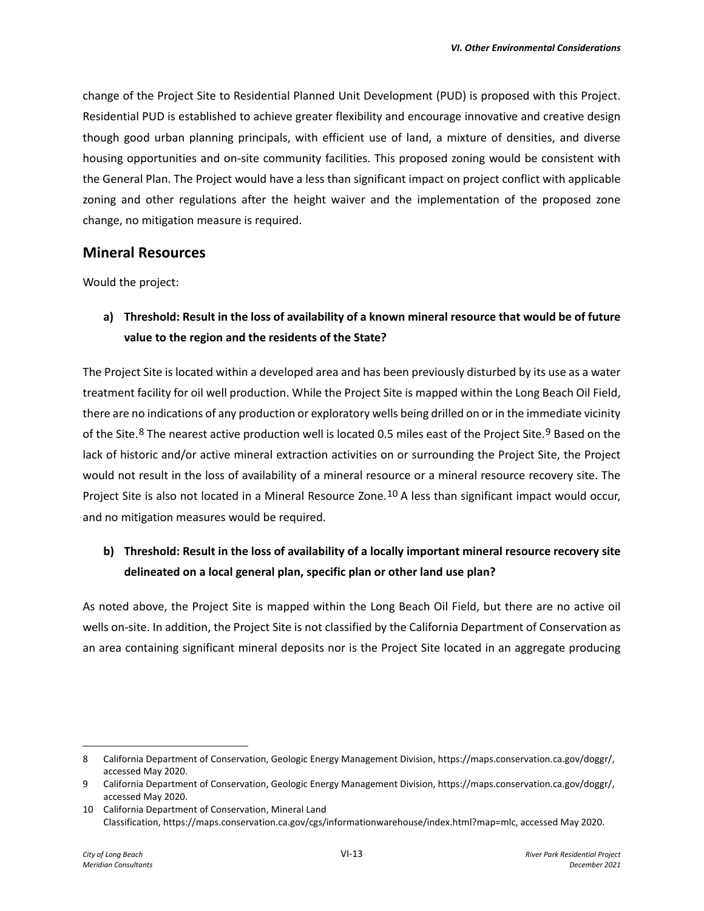change of the Project Site to Residential Planned Unit Development (PUD) is proposed with this Project. Residential PUD is established to achieve greater flexibility and encourage innovative and creative design though good urban planning principals, with efficient use of land, a mixture of densities, and diverse housing opportunities and on-site community facilities. This proposed zoning would be consistent with the General Plan. The Project would have a less than significant impact on project conflict with applicable zoning and other regulations after the height waiver and the implementation of the proposed zone change, no mitigation measure is required.

## Mineral Resources

Would the project:

**a) Threshold: Result in the loss of availability of a known mineral resource that would be of future value to the region and the residents of the State?**

The Project Site is located within a developed area and has been previously disturbed by its use as a water treatment facility for oil well production. While the Project Site is mapped within the Long Beach Oil Field, there are no indications of any production or exploratory wells being drilled on or in the immediate vicinity of the Site.[8] The nearest active production well is located 0.5 miles east of the Project Site.[9] Based on the lack of historic and/or active mineral extraction activities on or surrounding the Project Site, the Project would not result in the loss of availability of a mineral resource or a mineral resource recovery site. The Project Site is also not located in a Mineral Resource Zone.[10] A less than significant impact would occur, and no mitigation measures would be required.

**b) Threshold: Result in the loss of availability of a locally important mineral resource recovery site delineated on a local general plan, specific plan or other land use plan?**

As noted above, the Project Site is mapped within the Long Beach Oil Field, but there are no active oil wells on-site. In addition, the Project Site is not classified by the California Department of Conservation as an area containing significant mineral deposits nor is the Project Site located in an aggregate producing

---

8 California Department of Conservation, Geologic Energy Management Division, https://maps.conservation.ca.gov/doggr/, accessed May 2020.

9 California Department of Conservation, Geologic Energy Management Division, https://maps.conservation.ca.gov/doggr/, accessed May 2020.

10 California Department of Conservation, Mineral Land Classification, https://maps.conservation.ca.gov/cgs/informationwarehouse/index.html?map=mlc, accessed May 2020.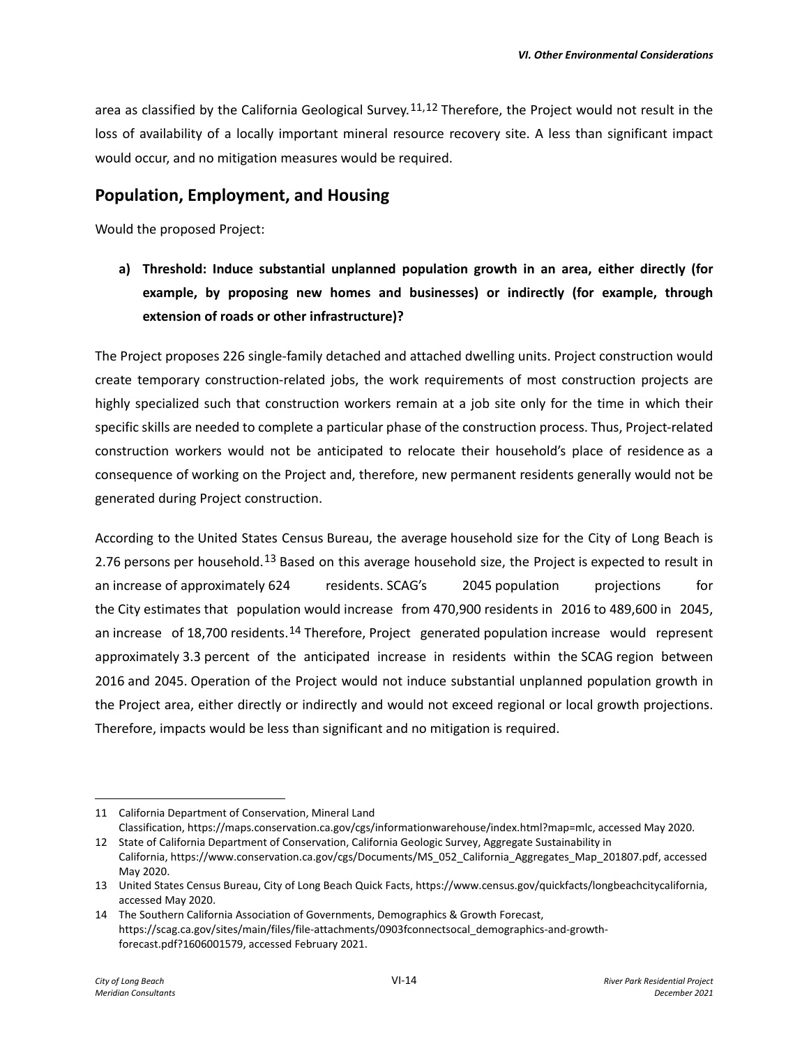area as classified by the California Geological Survey.[11,12] Therefore, the Project would not result in the loss of availability of a locally important mineral resource recovery site. A less than significant impact would occur, and no mitigation measures would be required.

## Population, Employment, and Housing

Would the proposed Project:

**a) Threshold: Induce substantial unplanned population growth in an area, either directly (for example, by proposing new homes and businesses) or indirectly (for example, through extension of roads or other infrastructure)?**

The Project proposes 226 single-family detached and attached dwelling units. Project construction would create temporary construction-related jobs, the work requirements of most construction projects are highly specialized such that construction workers remain at a job site only for the time in which their specific skills are needed to complete a particular phase of the construction process. Thus, Project-related construction workers would not be anticipated to relocate their household's place of residence as a consequence of working on the Project and, therefore, new permanent residents generally would not be generated during Project construction.

According to the United States Census Bureau, the average household size for the City of Long Beach is 2.76 persons per household.[13] Based on this average household size, the Project is expected to result in an increase of approximately 624 residents. SCAG's 2045 population projections for the City estimates that population would increase from 470,900 residents in 2016 to 489,600 in 2045, an increase of 18,700 residents.[14] Therefore, Project generated population increase would represent approximately 3.3 percent of the anticipated increase in residents within the SCAG region between 2016 and 2045. Operation of the Project would not induce substantial unplanned population growth in the Project area, either directly or indirectly and would not exceed regional or local growth projections. Therefore, impacts would be less than significant and no mitigation is required.

---

11 California Department of Conservation, Mineral Land Classification, https://maps.conservation.ca.gov/cgs/informationwarehouse/index.html?map=mlc, accessed May 2020.

12 State of California Department of Conservation, California Geologic Survey, Aggregate Sustainability in California, https://www.conservation.ca.gov/cgs/Documents/MS_052_California_Aggregates_Map_201807.pdf, accessed May 2020.

13 United States Census Bureau, City of Long Beach Quick Facts, https://www.census.gov/quickfacts/longbeachcitycalifornia, accessed May 2020.

14 The Southern California Association of Governments, Demographics & Growth Forecast, https://scag.ca.gov/sites/main/files/file-attachments/0903fconnectsocal_demographics-and-growth-forecast.pdf?1606001579, accessed February 2021.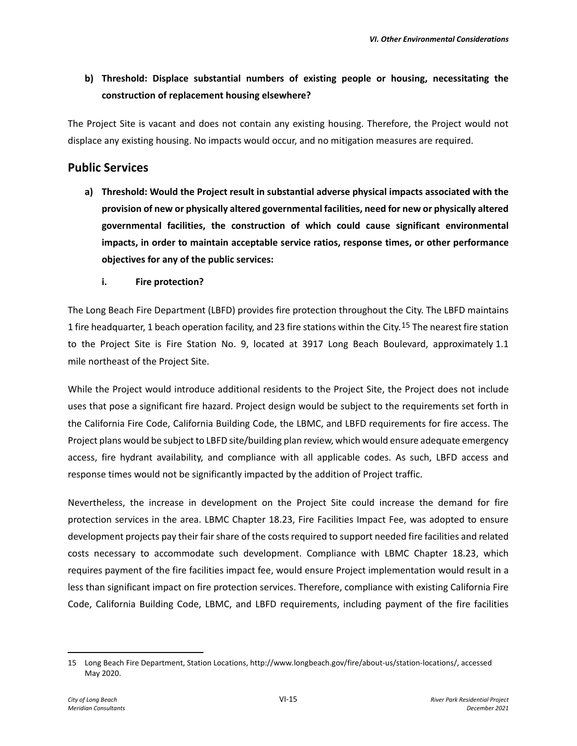**b) Threshold: Displace substantial numbers of existing people or housing, necessitating the construction of replacement housing elsewhere?**

The Project Site is vacant and does not contain any existing housing. Therefore, the Project would not displace any existing housing. No impacts would occur, and no mitigation measures are required.

## Public Services

**a) Threshold: Would the Project result in substantial adverse physical impacts associated with the provision of new or physically altered governmental facilities, need for new or physically altered governmental facilities, the construction of which could cause significant environmental impacts, in order to maintain acceptable service ratios, response times, or other performance objectives for any of the public services:**

**i. Fire protection?**

The Long Beach Fire Department (LBFD) provides fire protection throughout the City. The LBFD maintains 1 fire headquarter, 1 beach operation facility, and 23 fire stations within the City.[15] The nearest fire station to the Project Site is Fire Station No. 9, located at 3917 Long Beach Boulevard, approximately 1.1 mile northeast of the Project Site.

While the Project would introduce additional residents to the Project Site, the Project does not include uses that pose a significant fire hazard. Project design would be subject to the requirements set forth in the California Fire Code, California Building Code, the LBMC, and LBFD requirements for fire access. The Project plans would be subject to LBFD site/building plan review, which would ensure adequate emergency access, fire hydrant availability, and compliance with all applicable codes. As such, LBFD access and response times would not be significantly impacted by the addition of Project traffic.

Nevertheless, the increase in development on the Project Site could increase the demand for fire protection services in the area. LBMC Chapter 18.23, Fire Facilities Impact Fee, was adopted to ensure development projects pay their fair share of the costs required to support needed fire facilities and related costs necessary to accommodate such development. Compliance with LBMC Chapter 18.23, which requires payment of the fire facilities impact fee, would ensure Project implementation would result in a less than significant impact on fire protection services. Therefore, compliance with existing California Fire Code, California Building Code, LBMC, and LBFD requirements, including payment of the fire facilities

---

15 Long Beach Fire Department, Station Locations, http://www.longbeach.gov/fire/about-us/station-locations/, accessed May 2020.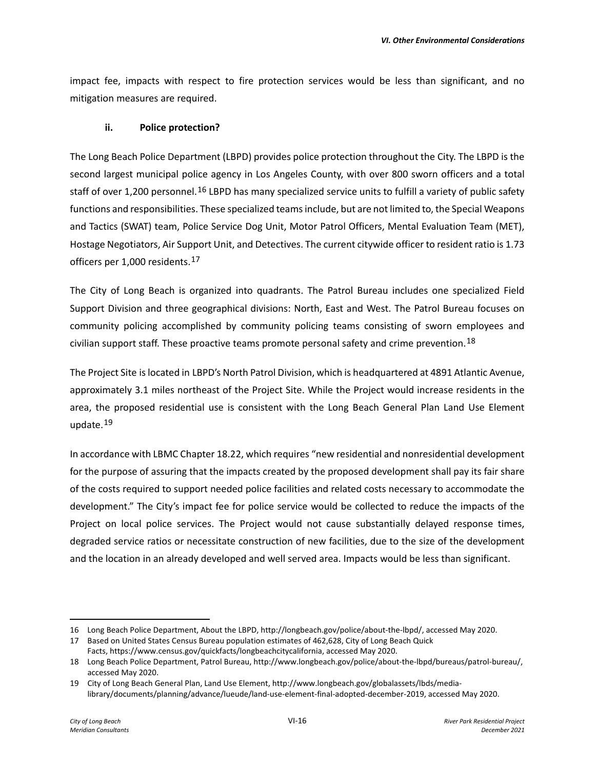impact fee, impacts with respect to fire protection services would be less than significant, and no mitigation measures are required.

### ii. Police protection?

The Long Beach Police Department (LBPD) provides police protection throughout the City. The LBPD is the second largest municipal police agency in Los Angeles County, with over 800 sworn officers and a total staff of over 1,200 personnel.[16] LBPD has many specialized service units to fulfill a variety of public safety functions and responsibilities. These specialized teams include, but are not limited to, the Special Weapons and Tactics (SWAT) team, Police Service Dog Unit, Motor Patrol Officers, Mental Evaluation Team (MET), Hostage Negotiators, Air Support Unit, and Detectives. The current citywide officer to resident ratio is 1.73 officers per 1,000 residents.[17]

The City of Long Beach is organized into quadrants. The Patrol Bureau includes one specialized Field Support Division and three geographical divisions: North, East and West. The Patrol Bureau focuses on community policing accomplished by community policing teams consisting of sworn employees and civilian support staff. These proactive teams promote personal safety and crime prevention.[18]

The Project Site is located in LBPD's North Patrol Division, which is headquartered at 4891 Atlantic Avenue, approximately 3.1 miles northeast of the Project Site. While the Project would increase residents in the area, the proposed residential use is consistent with the Long Beach General Plan Land Use Element update.[19]

In accordance with LBMC Chapter 18.22, which requires "new residential and nonresidential development for the purpose of assuring that the impacts created by the proposed development shall pay its fair share of the costs required to support needed police facilities and related costs necessary to accommodate the development." The City's impact fee for police service would be collected to reduce the impacts of the Project on local police services. The Project would not cause substantially delayed response times, degraded service ratios or necessitate construction of new facilities, due to the size of the development and the location in an already developed and well served area. Impacts would be less than significant.

---

16 Long Beach Police Department, About the LBPD, http://longbeach.gov/police/about-the-lbpd/, accessed May 2020.

17 Based on United States Census Bureau population estimates of 462,628, City of Long Beach Quick Facts, https://www.census.gov/quickfacts/longbeachcitycalifornia, accessed May 2020.

18 Long Beach Police Department, Patrol Bureau, http://www.longbeach.gov/police/about-the-lbpd/bureaus/patrol-bureau/, accessed May 2020.

19 City of Long Beach General Plan, Land Use Element, http://www.longbeach.gov/globalassets/lbds/media-library/documents/planning/advance/lueude/land-use-element-final-adopted-december-2019, accessed May 2020.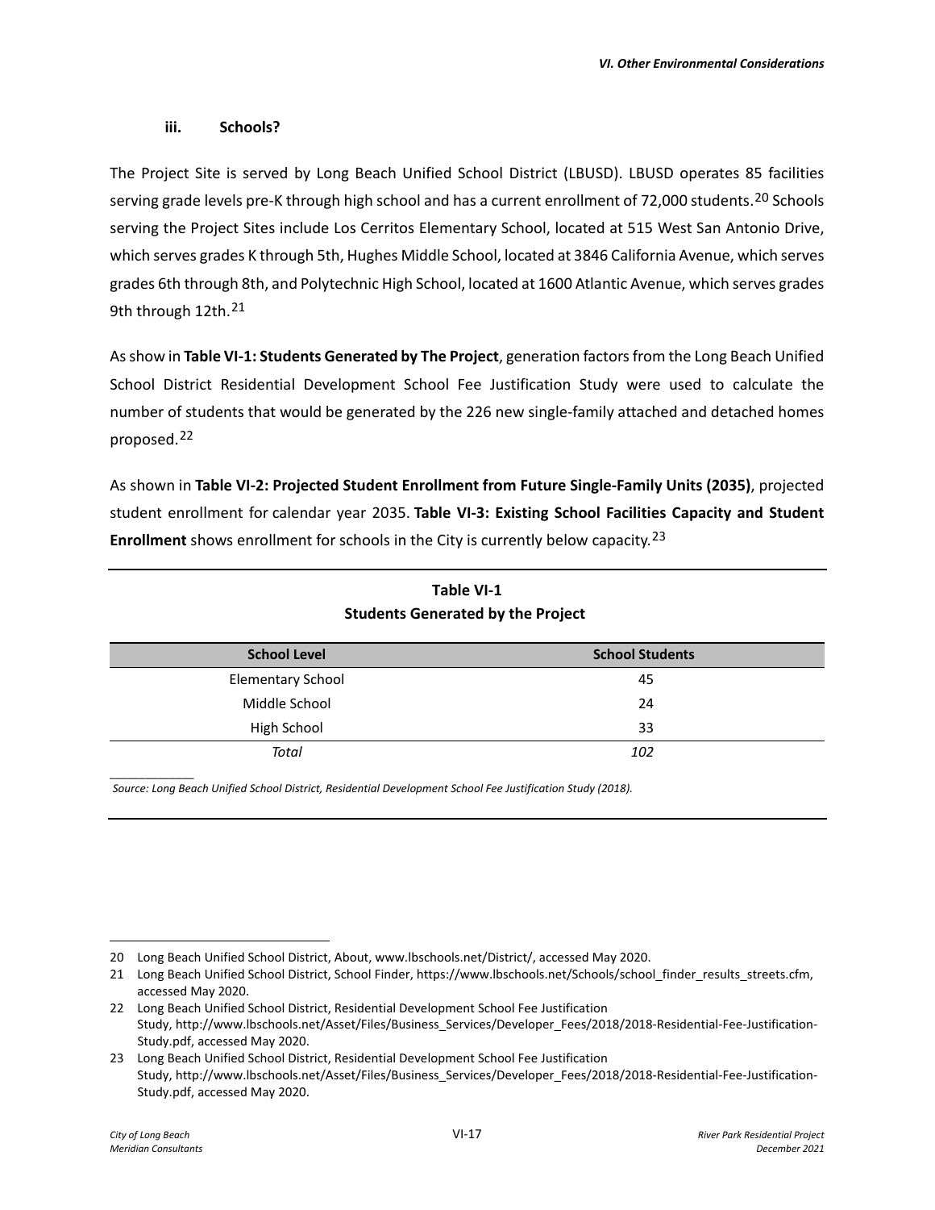### iii. Schools?

The Project Site is served by Long Beach Unified School District (LBUSD). LBUSD operates 85 facilities serving grade levels pre-K through high school and has a current enrollment of 72,000 students.[20] Schools serving the Project Sites include Los Cerritos Elementary School, located at 515 West San Antonio Drive, which serves grades K through 5th, Hughes Middle School, located at 3846 California Avenue, which serves grades 6th through 8th, and Polytechnic High School, located at 1600 Atlantic Avenue, which serves grades 9th through 12th.[21]

As show in **Table VI-1: Students Generated by The Project**, generation factors from the Long Beach Unified School District Residential Development School Fee Justification Study were used to calculate the number of students that would be generated by the 226 new single-family attached and detached homes proposed.[22]

As shown in **Table VI-2: Projected Student Enrollment from Future Single-Family Units (2035)**, projected student enrollment for calendar year 2035. **Table VI-3: Existing School Facilities Capacity and Student Enrollment** shows enrollment for schools in the City is currently below capacity.[23]

**Table VI-1**
**Students Generated by the Project**

| School Level | School Students |
|---|---|
| Elementary School | 45 |
| Middle School | 24 |
| High School | 33 |
| *Total* | *102* |

*Source: Long Beach Unified School District, Residential Development School Fee Justification Study (2018).*

---

20 Long Beach Unified School District, About, www.lbschools.net/District/, accessed May 2020.

21 Long Beach Unified School District, School Finder, https://www.lbschools.net/Schools/school_finder_results_streets.cfm, accessed May 2020.

22 Long Beach Unified School District, Residential Development School Fee Justification Study, http://www.lbschools.net/Asset/Files/Business_Services/Developer_Fees/2018/2018-Residential-Fee-Justification-Study.pdf, accessed May 2020.

23 Long Beach Unified School District, Residential Development School Fee Justification Study, http://www.lbschools.net/Asset/Files/Business_Services/Developer_Fees/2018/2018-Residential-Fee-Justification-Study.pdf, accessed May 2020.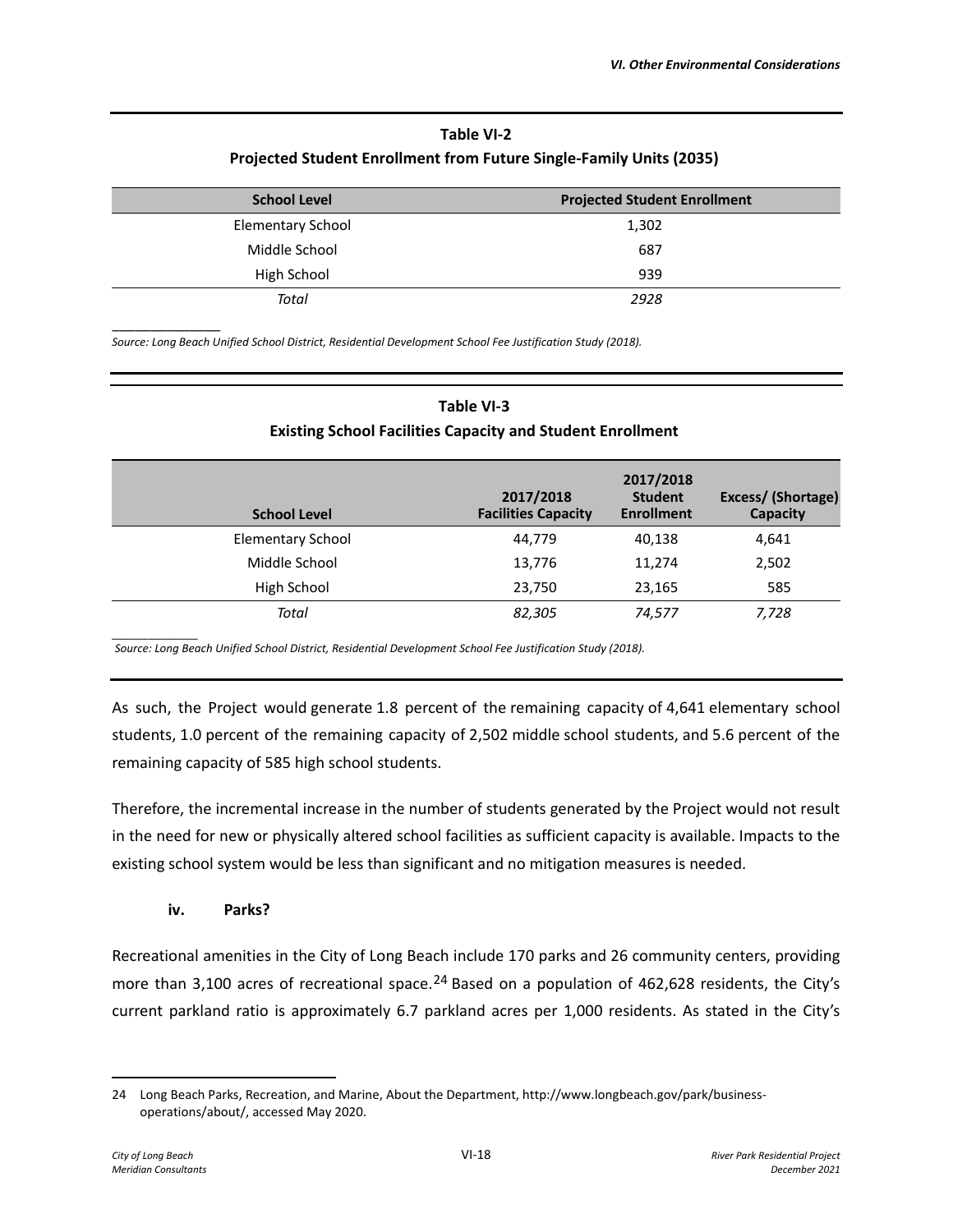**Table VI-2**
**Projected Student Enrollment from Future Single-Family Units (2035)**

| School Level | Projected Student Enrollment |
|---|---|
| Elementary School | 1,302 |
| Middle School | 687 |
| High School | 939 |
| *Total* | *2928* |

*Source: Long Beach Unified School District, Residential Development School Fee Justification Study (2018).*

**Table VI-3**
**Existing School Facilities Capacity and Student Enrollment**

| School Level | 2017/2018 Facilities Capacity | 2017/2018 Student Enrollment | Excess/ (Shortage) Capacity |
|---|---|---|---|
| Elementary School | 44,779 | 40,138 | 4,641 |
| Middle School | 13,776 | 11,274 | 2,502 |
| High School | 23,750 | 23,165 | 585 |
| *Total* | *82,305* | *74,577* | *7,728* |

*Source: Long Beach Unified School District, Residential Development School Fee Justification Study (2018).*

As such, the Project would generate 1.8 percent of the remaining capacity of 4,641 elementary school students, 1.0 percent of the remaining capacity of 2,502 middle school students, and 5.6 percent of the remaining capacity of 585 high school students.

Therefore, the incremental increase in the number of students generated by the Project would not result in the need for new or physically altered school facilities as sufficient capacity is available. Impacts to the existing school system would be less than significant and no mitigation measures is needed.

**iv. Parks?**

Recreational amenities in the City of Long Beach include 170 parks and 26 community centers, providing more than 3,100 acres of recreational space.[24] Based on a population of 462,628 residents, the City's current parkland ratio is approximately 6.7 parkland acres per 1,000 residents. As stated in the City's

24 Long Beach Parks, Recreation, and Marine, About the Department, http://www.longbeach.gov/park/business-operations/about/, accessed May 2020.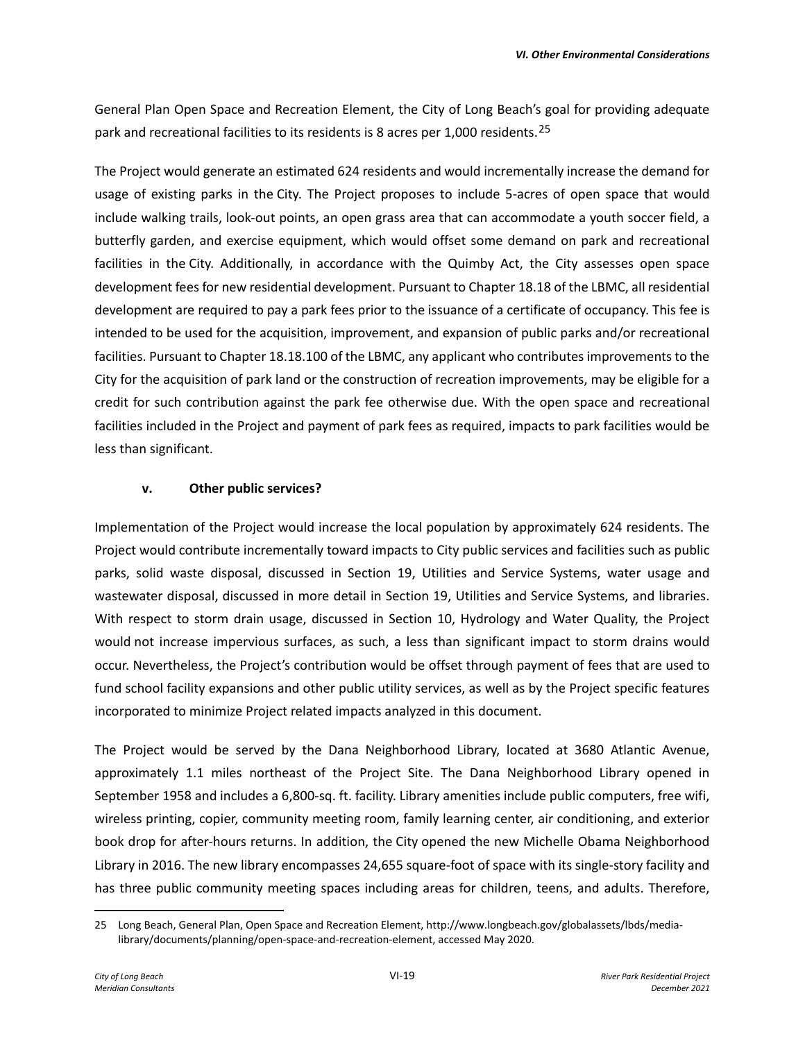General Plan Open Space and Recreation Element, the City of Long Beach's goal for providing adequate park and recreational facilities to its residents is 8 acres per 1,000 residents.[25]

The Project would generate an estimated 624 residents and would incrementally increase the demand for usage of existing parks in the City. The Project proposes to include 5-acres of open space that would include walking trails, look-out points, an open grass area that can accommodate a youth soccer field, a butterfly garden, and exercise equipment, which would offset some demand on park and recreational facilities in the City. Additionally, in accordance with the Quimby Act, the City assesses open space development fees for new residential development. Pursuant to Chapter 18.18 of the LBMC, all residential development are required to pay a park fees prior to the issuance of a certificate of occupancy. This fee is intended to be used for the acquisition, improvement, and expansion of public parks and/or recreational facilities. Pursuant to Chapter 18.18.100 of the LBMC, any applicant who contributes improvements to the City for the acquisition of park land or the construction of recreation improvements, may be eligible for a credit for such contribution against the park fee otherwise due. With the open space and recreational facilities included in the Project and payment of park fees as required, impacts to park facilities would be less than significant.

#### v. Other public services?

Implementation of the Project would increase the local population by approximately 624 residents. The Project would contribute incrementally toward impacts to City public services and facilities such as public parks, solid waste disposal, discussed in Section 19, Utilities and Service Systems, water usage and wastewater disposal, discussed in more detail in Section 19, Utilities and Service Systems, and libraries. With respect to storm drain usage, discussed in Section 10, Hydrology and Water Quality, the Project would not increase impervious surfaces, as such, a less than significant impact to storm drains would occur. Nevertheless, the Project's contribution would be offset through payment of fees that are used to fund school facility expansions and other public utility services, as well as by the Project specific features incorporated to minimize Project related impacts analyzed in this document.

The Project would be served by the Dana Neighborhood Library, located at 3680 Atlantic Avenue, approximately 1.1 miles northeast of the Project Site. The Dana Neighborhood Library opened in September 1958 and includes a 6,800-sq. ft. facility. Library amenities include public computers, free wifi, wireless printing, copier, community meeting room, family learning center, air conditioning, and exterior book drop for after-hours returns. In addition, the City opened the new Michelle Obama Neighborhood Library in 2016. The new library encompasses 24,655 square-foot of space with its single-story facility and has three public community meeting spaces including areas for children, teens, and adults. Therefore,

---

25 Long Beach, General Plan, Open Space and Recreation Element, http://www.longbeach.gov/globalassets/lbds/media-library/documents/planning/open-space-and-recreation-element, accessed May 2020.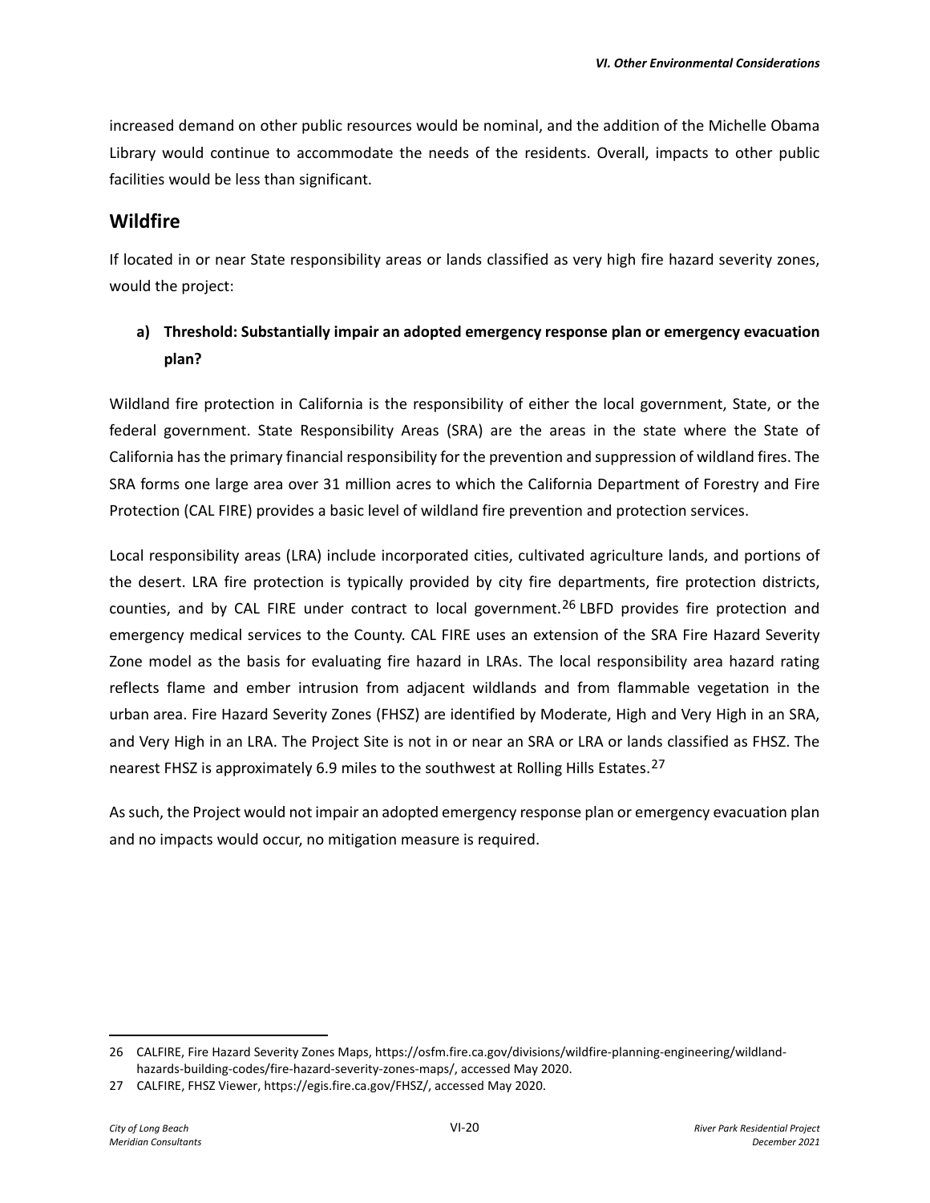increased demand on other public resources would be nominal, and the addition of the Michelle Obama Library would continue to accommodate the needs of the residents. Overall, impacts to other public facilities would be less than significant.

## Wildfire

If located in or near State responsibility areas or lands classified as very high fire hazard severity zones, would the project:

**a) Threshold: Substantially impair an adopted emergency response plan or emergency evacuation plan?**

Wildland fire protection in California is the responsibility of either the local government, State, or the federal government. State Responsibility Areas (SRA) are the areas in the state where the State of California has the primary financial responsibility for the prevention and suppression of wildland fires. The SRA forms one large area over 31 million acres to which the California Department of Forestry and Fire Protection (CAL FIRE) provides a basic level of wildland fire prevention and protection services.

Local responsibility areas (LRA) include incorporated cities, cultivated agriculture lands, and portions of the desert. LRA fire protection is typically provided by city fire departments, fire protection districts, counties, and by CAL FIRE under contract to local government.[26] LBFD provides fire protection and emergency medical services to the County. CAL FIRE uses an extension of the SRA Fire Hazard Severity Zone model as the basis for evaluating fire hazard in LRAs. The local responsibility area hazard rating reflects flame and ember intrusion from adjacent wildlands and from flammable vegetation in the urban area. Fire Hazard Severity Zones (FHSZ) are identified by Moderate, High and Very High in an SRA, and Very High in an LRA. The Project Site is not in or near an SRA or LRA or lands classified as FHSZ. The nearest FHSZ is approximately 6.9 miles to the southwest at Rolling Hills Estates.[27]

As such, the Project would not impair an adopted emergency response plan or emergency evacuation plan and no impacts would occur, no mitigation measure is required.

---

26 CALFIRE, Fire Hazard Severity Zones Maps, https://osfm.fire.ca.gov/divisions/wildfire-planning-engineering/wildland-hazards-building-codes/fire-hazard-severity-zones-maps/, accessed May 2020.

27 CALFIRE, FHSZ Viewer, https://egis.fire.ca.gov/FHSZ/, accessed May 2020.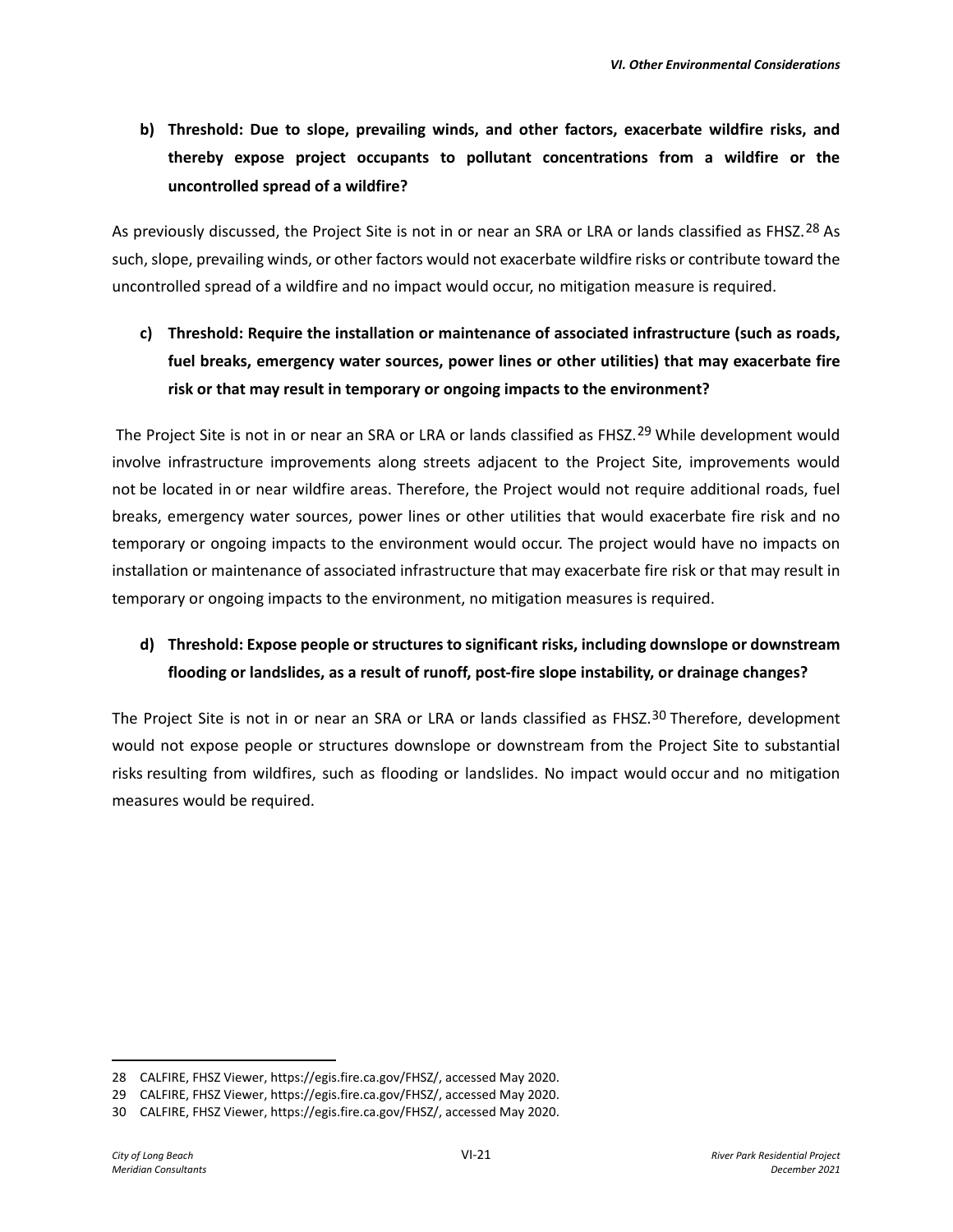**b) Threshold: Due to slope, prevailing winds, and other factors, exacerbate wildfire risks, and thereby expose project occupants to pollutant concentrations from a wildfire or the uncontrolled spread of a wildfire?**

As previously discussed, the Project Site is not in or near an SRA or LRA or lands classified as FHSZ.[28] As such, slope, prevailing winds, or other factors would not exacerbate wildfire risks or contribute toward the uncontrolled spread of a wildfire and no impact would occur, no mitigation measure is required.

**c) Threshold: Require the installation or maintenance of associated infrastructure (such as roads, fuel breaks, emergency water sources, power lines or other utilities) that may exacerbate fire risk or that may result in temporary or ongoing impacts to the environment?**

The Project Site is not in or near an SRA or LRA or lands classified as FHSZ.[29] While development would involve infrastructure improvements along streets adjacent to the Project Site, improvements would not be located in or near wildfire areas. Therefore, the Project would not require additional roads, fuel breaks, emergency water sources, power lines or other utilities that would exacerbate fire risk and no temporary or ongoing impacts to the environment would occur. The project would have no impacts on installation or maintenance of associated infrastructure that may exacerbate fire risk or that may result in temporary or ongoing impacts to the environment, no mitigation measures is required.

**d) Threshold: Expose people or structures to significant risks, including downslope or downstream flooding or landslides, as a result of runoff, post-fire slope instability, or drainage changes?**

The Project Site is not in or near an SRA or LRA or lands classified as FHSZ.[30] Therefore, development would not expose people or structures downslope or downstream from the Project Site to substantial risks resulting from wildfires, such as flooding or landslides. No impact would occur and no mitigation measures would be required.

---

28 CALFIRE, FHSZ Viewer, https://egis.fire.ca.gov/FHSZ/, accessed May 2020.

29 CALFIRE, FHSZ Viewer, https://egis.fire.ca.gov/FHSZ/, accessed May 2020.

30 CALFIRE, FHSZ Viewer, https://egis.fire.ca.gov/FHSZ/, accessed May 2020.